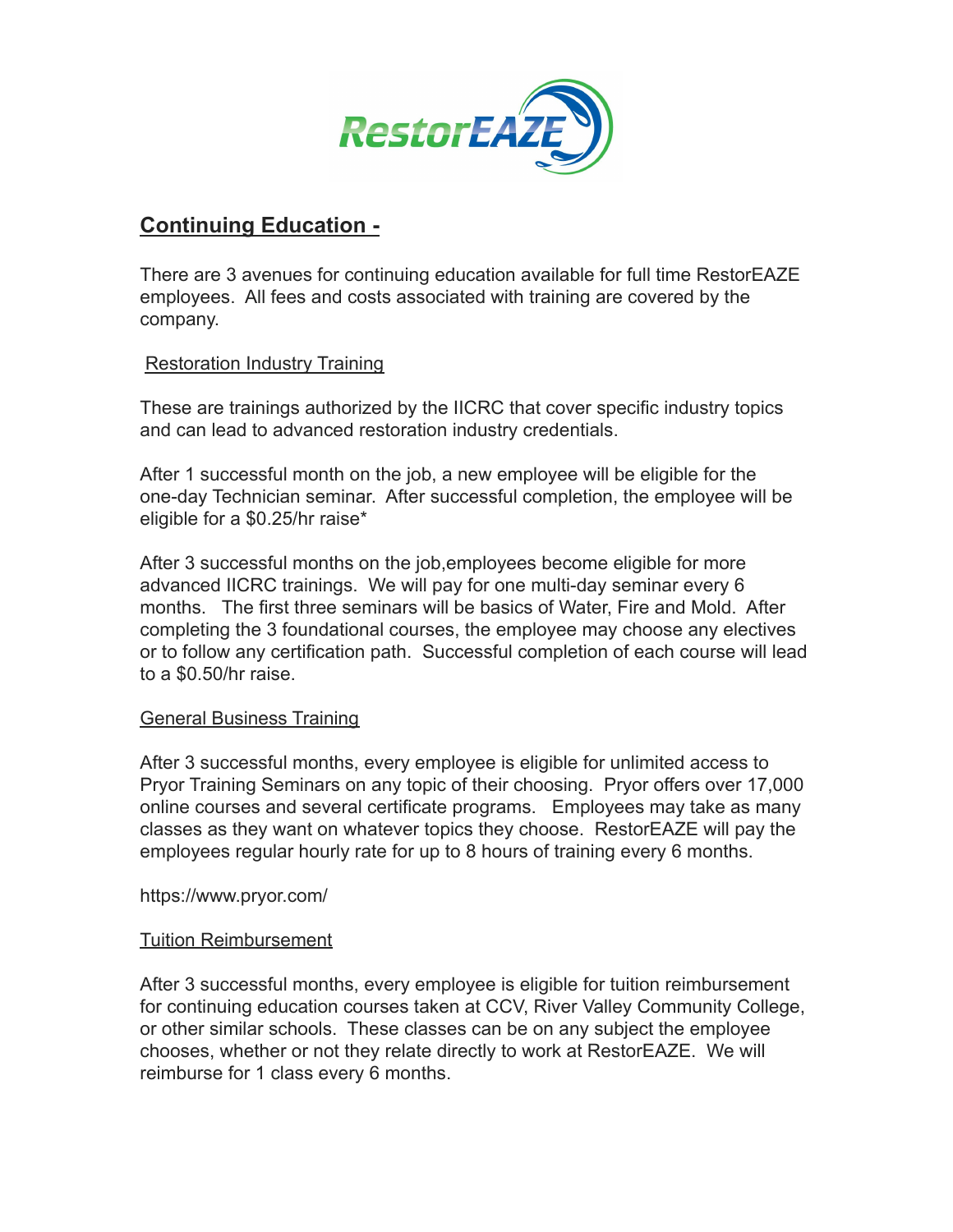RestorEAZE

## Continuing Education -

There are 3 avenues for continuing education available for full time RestorEAZE employees. All fees and costs associated with training are covered by the company.

### Restoration Industry Training

These are trainings authorized by the IICRC that cover specific industry topics and can lead to advanced restoration industry credentials.

After 1 successful month on the job, a new employee will be eligible for the one-day Technician seminar. After successful completion, the employee will be eligible for a $0.25/hr raise*

After 3 successful months on the job,employees become eligible for more advanced IICRC trainings. We will pay for one multi-day seminar every 6 months. The first three seminars will be basics of Water, Fire and Mold. After completing the 3 foundational courses, the employee may choose any electives or to follow any certification path. Successful completion of each course will lead to a $0.50/hr raise.

### General Business Training

After 3 successful months, every employee is eligible for unlimited access to Pryor Training Seminars on any topic of their choosing. Pryor offers over 17,000 online courses and several certificate programs. Employees may take as many classes as they want on whatever topics they choose. RestorEAZE will pay the employees regular hourly rate for up to 8 hours of training every 6 months.

https://www.pryor.com/

### Tuition Reimbursement

After 3 successful months, every employee is eligible for tuition reimbursement for continuing education courses taken at CCV, River Valley Community College, or other similar schools. These classes can be on any subject the employee chooses, whether or not they relate directly to work at RestorEAZE. We will reimburse for 1 class every 6 months.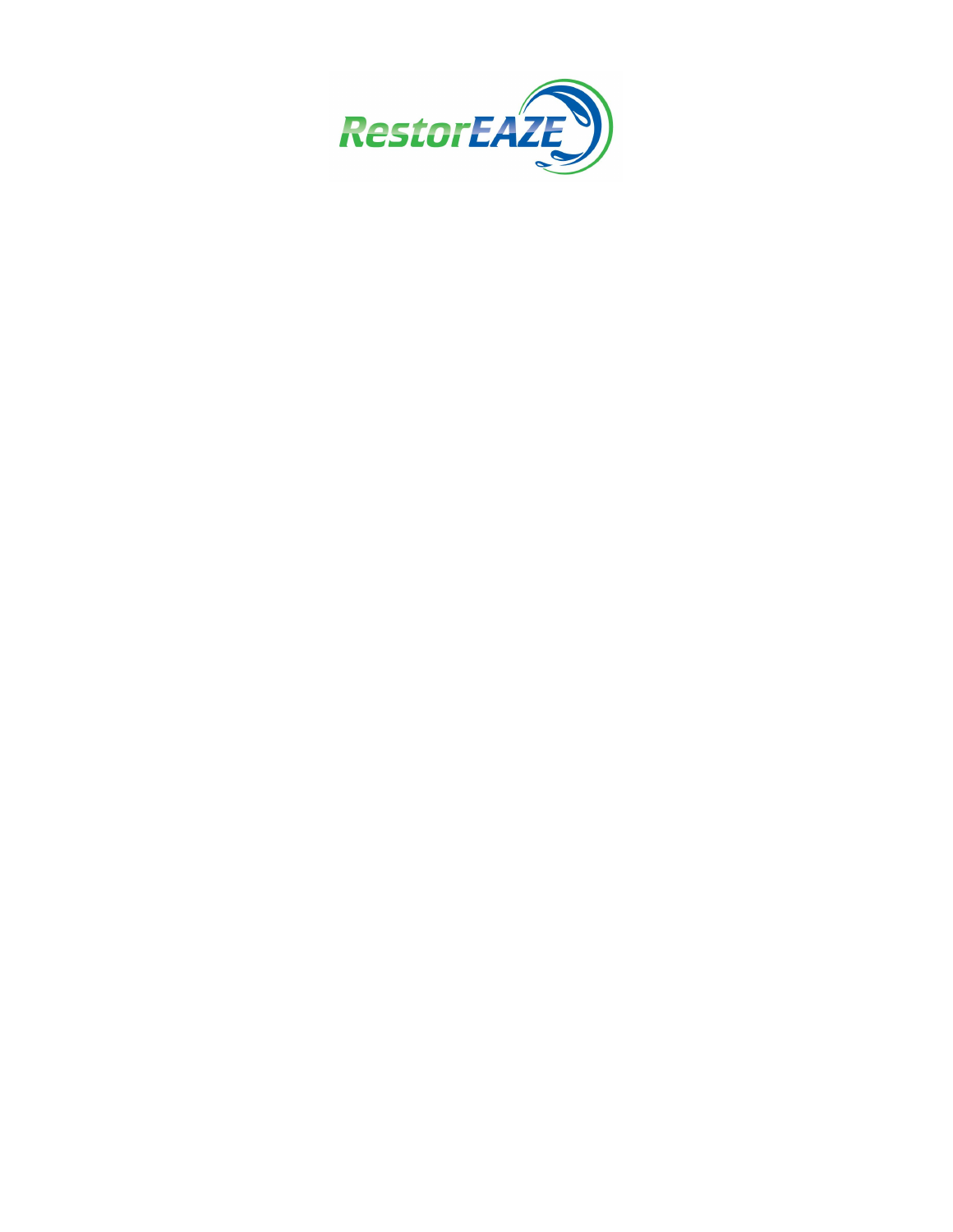RestorEAZE